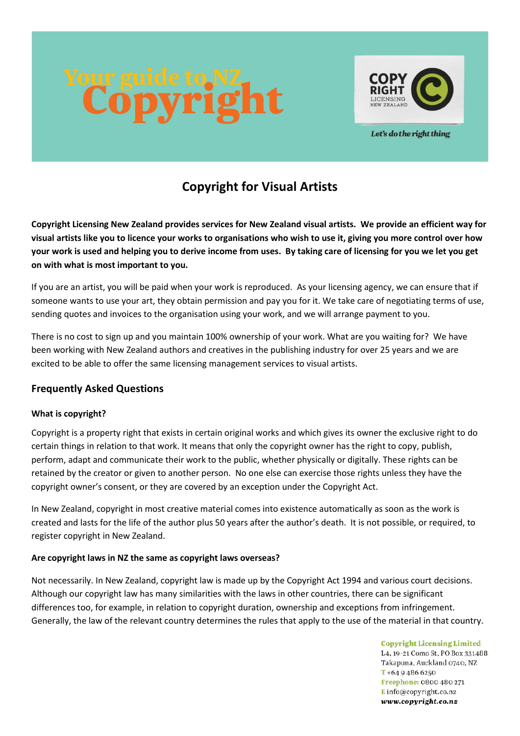# Your guide to NZ Copyright

COPY RIGHT LICENSING NEW ZEALAND

*Let's do the right thing*

## Copyright for Visual Artists

**Copyright Licensing New Zealand provides services for New Zealand visual artists. We provide an efficient way for visual artists like you to licence your works to organisations who wish to use it, giving you more control over how your work is used and helping you to derive income from uses. By taking care of licensing for you we let you get on with what is most important to you.**

If you are an artist, you will be paid when your work is reproduced. As your licensing agency, we can ensure that if someone wants to use your art, they obtain permission and pay you for it. We take care of negotiating terms of use, sending quotes and invoices to the organisation using your work, and we will arrange payment to you.

There is no cost to sign up and you maintain 100% ownership of your work. What are you waiting for? We have been working with New Zealand authors and creatives in the publishing industry for over 25 years and we are excited to be able to offer the same licensing management services to visual artists.

### Frequently Asked Questions

#### What is copyright?

Copyright is a property right that exists in certain original works and which gives its owner the exclusive right to do certain things in relation to that work. It means that only the copyright owner has the right to copy, publish, perform, adapt and communicate their work to the public, whether physically or digitally. These rights can be retained by the creator or given to another person. No one else can exercise those rights unless they have the copyright owner's consent, or they are covered by an exception under the Copyright Act.

In New Zealand, copyright in most creative material comes into existence automatically as soon as the work is created and lasts for the life of the author plus 50 years after the author's death. It is not possible, or required, to register copyright in New Zealand.

#### Are copyright laws in NZ the same as copyright laws overseas?

Not necessarily. In New Zealand, copyright law is made up by the Copyright Act 1994 and various court decisions. Although our copyright law has many similarities with the laws in other countries, there can be significant differences too, for example, in relation to copyright duration, ownership and exceptions from infringement. Generally, the law of the relevant country determines the rules that apply to the use of the material in that country.

**Copyright Licensing Limited**
L4, 19-21 Como St, PO Box 331488
Takapuna, Auckland 0740, NZ
**T** +64 9 486 6250
**Freephone:** 0800 480 271
**E** info@copyright.co.nz
***www.copyright.co.nz***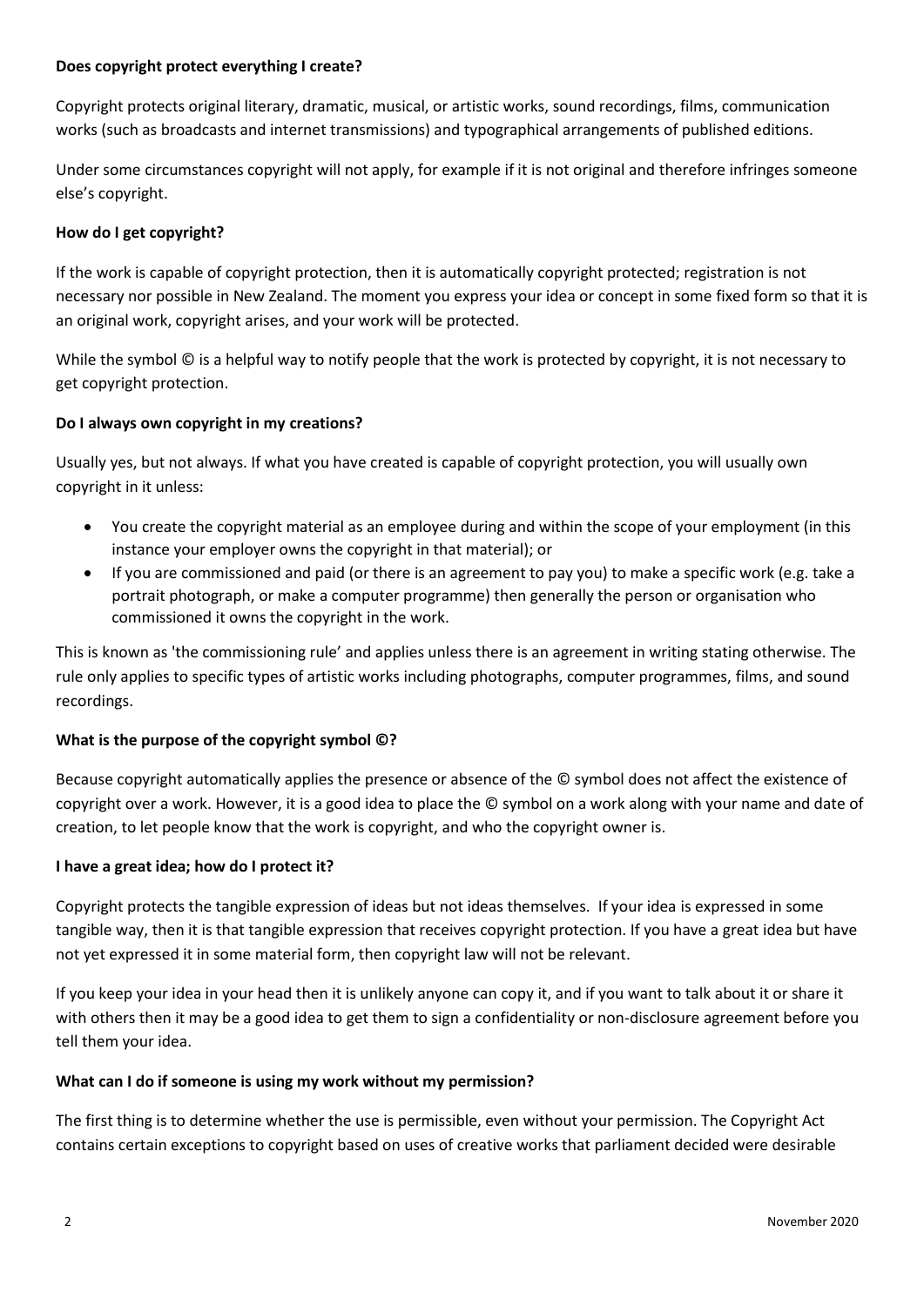**Does copyright protect everything I create?**

Copyright protects original literary, dramatic, musical, or artistic works, sound recordings, films, communication works (such as broadcasts and internet transmissions) and typographical arrangements of published editions.

Under some circumstances copyright will not apply, for example if it is not original and therefore infringes someone else's copyright.

**How do I get copyright?**

If the work is capable of copyright protection, then it is automatically copyright protected; registration is not necessary nor possible in New Zealand. The moment you express your idea or concept in some fixed form so that it is an original work, copyright arises, and your work will be protected.

While the symbol © is a helpful way to notify people that the work is protected by copyright, it is not necessary to get copyright protection.

**Do I always own copyright in my creations?**

Usually yes, but not always. If what you have created is capable of copyright protection, you will usually own copyright in it unless:

- You create the copyright material as an employee during and within the scope of your employment (in this instance your employer owns the copyright in that material); or
- If you are commissioned and paid (or there is an agreement to pay you) to make a specific work (e.g. take a portrait photograph, or make a computer programme) then generally the person or organisation who commissioned it owns the copyright in the work.

This is known as 'the commissioning rule' and applies unless there is an agreement in writing stating otherwise. The rule only applies to specific types of artistic works including photographs, computer programmes, films, and sound recordings.

**What is the purpose of the copyright symbol ©?**

Because copyright automatically applies the presence or absence of the © symbol does not affect the existence of copyright over a work. However, it is a good idea to place the © symbol on a work along with your name and date of creation, to let people know that the work is copyright, and who the copyright owner is.

**I have a great idea; how do I protect it?**

Copyright protects the tangible expression of ideas but not ideas themselves. If your idea is expressed in some tangible way, then it is that tangible expression that receives copyright protection. If you have a great idea but have not yet expressed it in some material form, then copyright law will not be relevant.

If you keep your idea in your head then it is unlikely anyone can copy it, and if you want to talk about it or share it with others then it may be a good idea to get them to sign a confidentiality or non-disclosure agreement before you tell them your idea.

**What can I do if someone is using my work without my permission?**

The first thing is to determine whether the use is permissible, even without your permission. The Copyright Act contains certain exceptions to copyright based on uses of creative works that parliament decided were desirable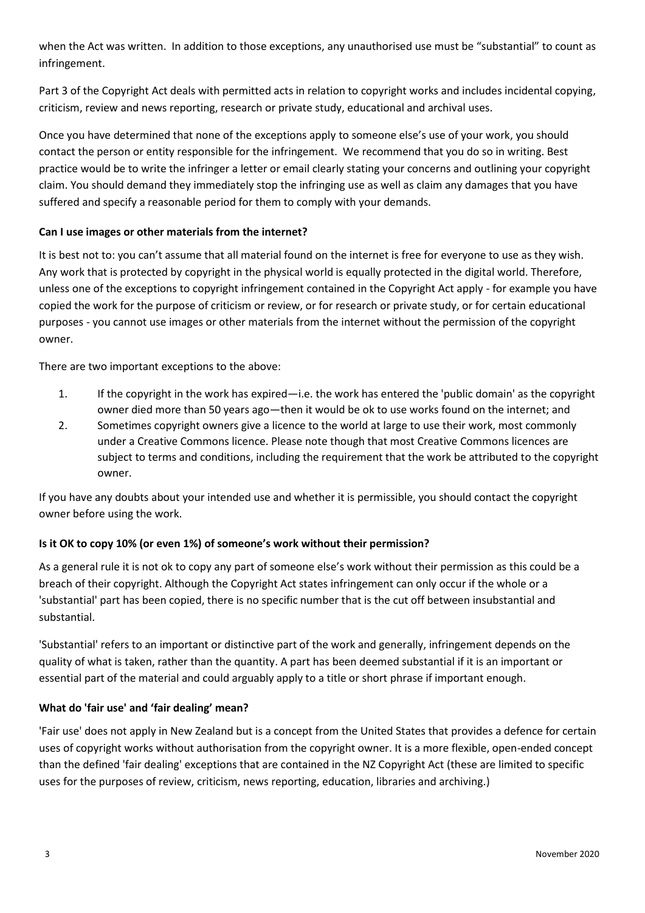when the Act was written. In addition to those exceptions, any unauthorised use must be "substantial" to count as infringement.

Part 3 of the Copyright Act deals with permitted acts in relation to copyright works and includes incidental copying, criticism, review and news reporting, research or private study, educational and archival uses.

Once you have determined that none of the exceptions apply to someone else's use of your work, you should contact the person or entity responsible for the infringement. We recommend that you do so in writing. Best practice would be to write the infringer a letter or email clearly stating your concerns and outlining your copyright claim. You should demand they immediately stop the infringing use as well as claim any damages that you have suffered and specify a reasonable period for them to comply with your demands.

**Can I use images or other materials from the internet?**

It is best not to: you can't assume that all material found on the internet is free for everyone to use as they wish. Any work that is protected by copyright in the physical world is equally protected in the digital world. Therefore, unless one of the exceptions to copyright infringement contained in the Copyright Act apply - for example you have copied the work for the purpose of criticism or review, or for research or private study, or for certain educational purposes - you cannot use images or other materials from the internet without the permission of the copyright owner.

There are two important exceptions to the above:

1. If the copyright in the work has expired—i.e. the work has entered the 'public domain' as the copyright owner died more than 50 years ago—then it would be ok to use works found on the internet; and
2. Sometimes copyright owners give a licence to the world at large to use their work, most commonly under a Creative Commons licence. Please note though that most Creative Commons licences are subject to terms and conditions, including the requirement that the work be attributed to the copyright owner.

If you have any doubts about your intended use and whether it is permissible, you should contact the copyright owner before using the work.

**Is it OK to copy 10% (or even 1%) of someone's work without their permission?**

As a general rule it is not ok to copy any part of someone else's work without their permission as this could be a breach of their copyright. Although the Copyright Act states infringement can only occur if the whole or a 'substantial' part has been copied, there is no specific number that is the cut off between insubstantial and substantial.

'Substantial' refers to an important or distinctive part of the work and generally, infringement depends on the quality of what is taken, rather than the quantity. A part has been deemed substantial if it is an important or essential part of the material and could arguably apply to a title or short phrase if important enough.

**What do 'fair use' and 'fair dealing' mean?**

'Fair use' does not apply in New Zealand but is a concept from the United States that provides a defence for certain uses of copyright works without authorisation from the copyright owner. It is a more flexible, open-ended concept than the defined 'fair dealing' exceptions that are contained in the NZ Copyright Act (these are limited to specific uses for the purposes of review, criticism, news reporting, education, libraries and archiving.)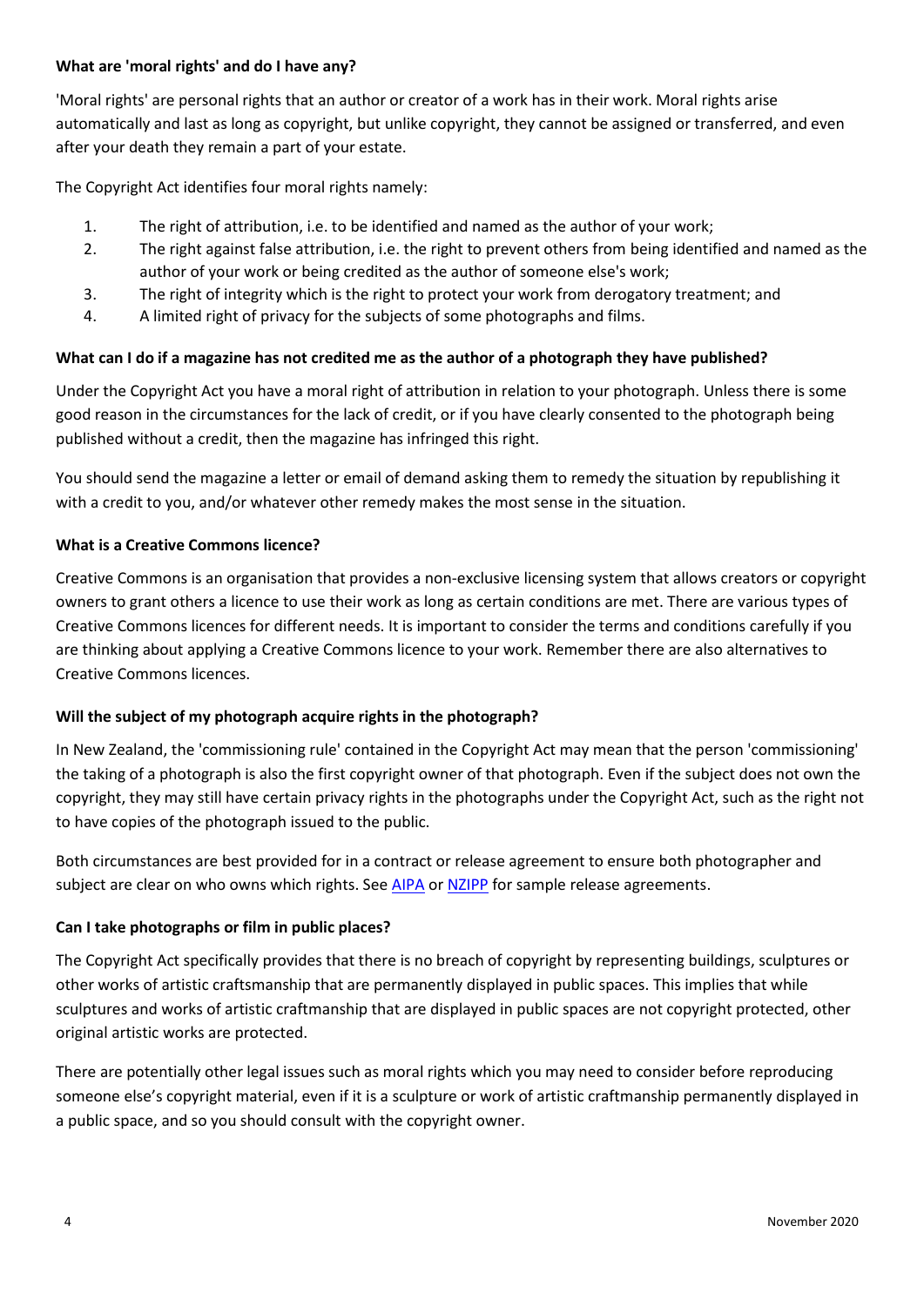### What are 'moral rights' and do I have any?

'Moral rights' are personal rights that an author or creator of a work has in their work. Moral rights arise automatically and last as long as copyright, but unlike copyright, they cannot be assigned or transferred, and even after your death they remain a part of your estate.

The Copyright Act identifies four moral rights namely:

1. The right of attribution, i.e. to be identified and named as the author of your work;
2. The right against false attribution, i.e. the right to prevent others from being identified and named as the author of your work or being credited as the author of someone else's work;
3. The right of integrity which is the right to protect your work from derogatory treatment; and
4. A limited right of privacy for the subjects of some photographs and films.

### What can I do if a magazine has not credited me as the author of a photograph they have published?

Under the Copyright Act you have a moral right of attribution in relation to your photograph. Unless there is some good reason in the circumstances for the lack of credit, or if you have clearly consented to the photograph being published without a credit, then the magazine has infringed this right.

You should send the magazine a letter or email of demand asking them to remedy the situation by republishing it with a credit to you, and/or whatever other remedy makes the most sense in the situation.

### What is a Creative Commons licence?

Creative Commons is an organisation that provides a non-exclusive licensing system that allows creators or copyright owners to grant others a licence to use their work as long as certain conditions are met. There are various types of Creative Commons licences for different needs. It is important to consider the terms and conditions carefully if you are thinking about applying a Creative Commons licence to your work. Remember there are also alternatives to Creative Commons licences.

### Will the subject of my photograph acquire rights in the photograph?

In New Zealand, the 'commissioning rule' contained in the Copyright Act may mean that the person 'commissioning' the taking of a photograph is also the first copyright owner of that photograph. Even if the subject does not own the copyright, they may still have certain privacy rights in the photographs under the Copyright Act, such as the right not to have copies of the photograph issued to the public.

Both circumstances are best provided for in a contract or release agreement to ensure both photographer and subject are clear on who owns which rights. See AIPA or NZIPP for sample release agreements.

### Can I take photographs or film in public places?

The Copyright Act specifically provides that there is no breach of copyright by representing buildings, sculptures or other works of artistic craftsmanship that are permanently displayed in public spaces. This implies that while sculptures and works of artistic craftmanship that are displayed in public spaces are not copyright protected, other original artistic works are protected.

There are potentially other legal issues such as moral rights which you may need to consider before reproducing someone else's copyright material, even if it is a sculpture or work of artistic craftmanship permanently displayed in a public space, and so you should consult with the copyright owner.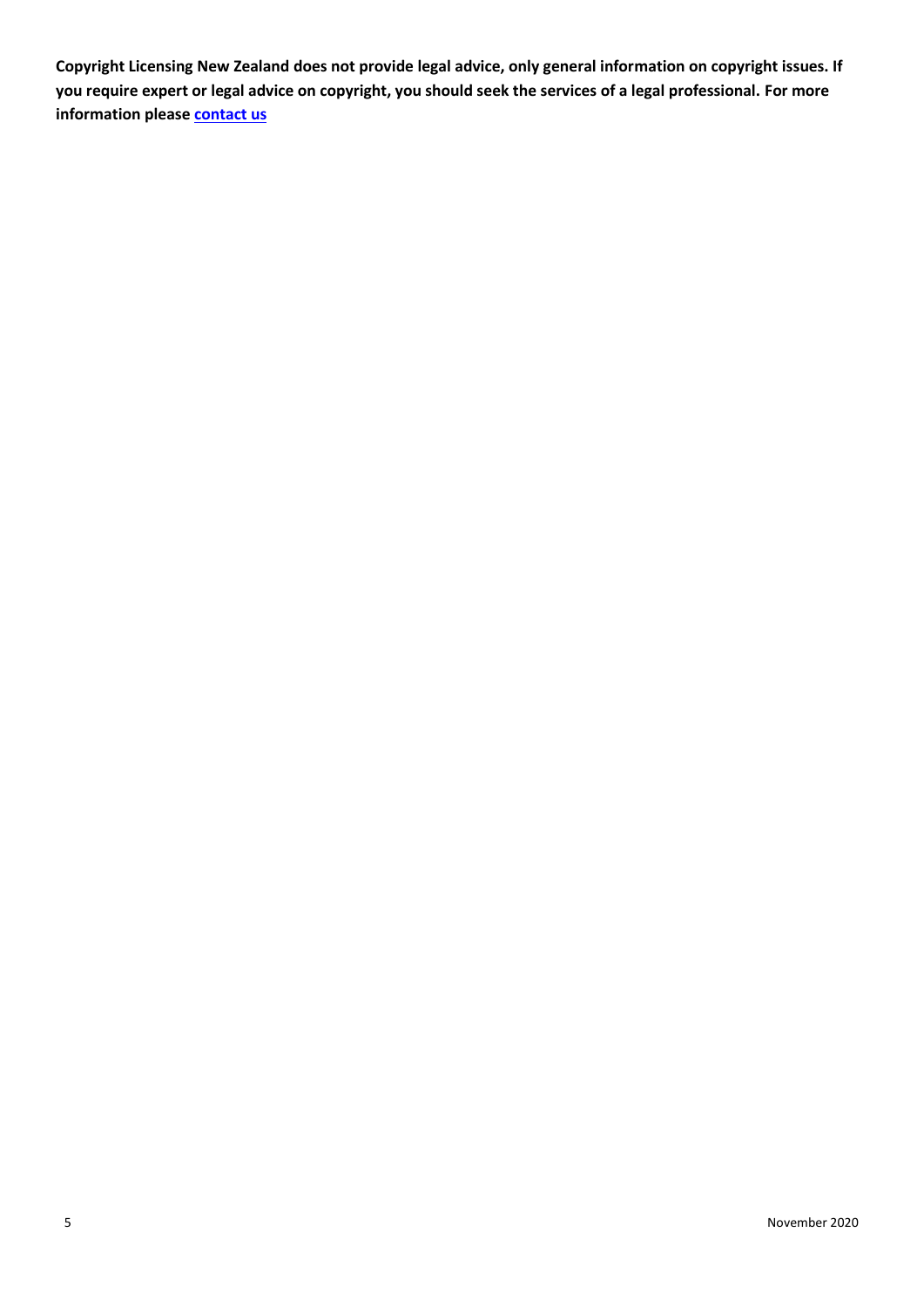**Copyright Licensing New Zealand does not provide legal advice, only general information on copyright issues. If you require expert or legal advice on copyright, you should seek the services of a legal professional. For more information please [contact us]**